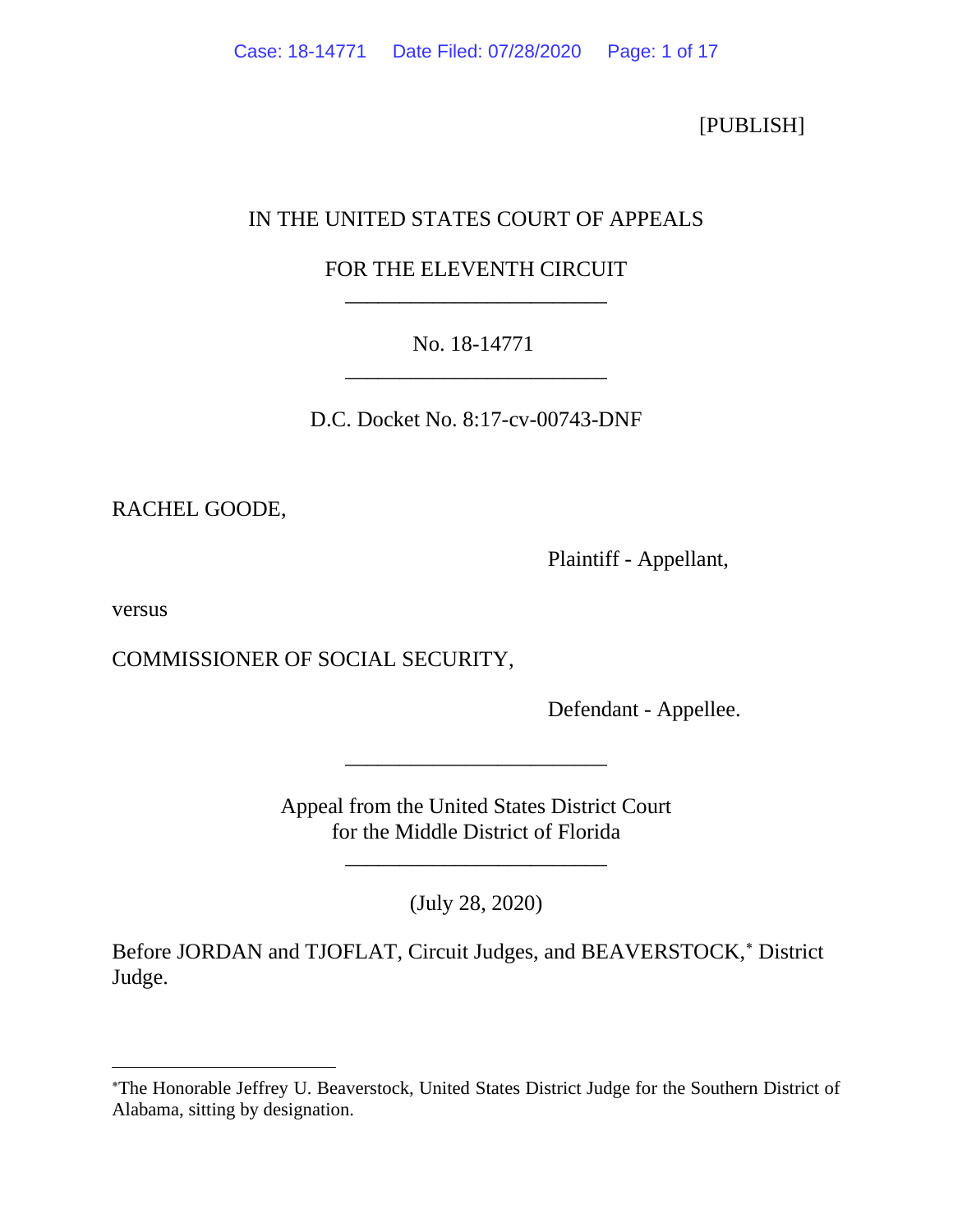[PUBLISH]

IN THE UNITED STATES COURT OF APPEALS

FOR THE ELEVENTH CIRCUIT

---

No. 18-14771

---

D.C. Docket No. 8:17-cv-00743-DNF

RACHEL GOODE,

Plaintiff - Appellant,

versus

COMMISSIONER OF SOCIAL SECURITY,

Defendant - Appellee.

---

Appeal from the United States District Court
for the Middle District of Florida

---

(July 28, 2020)

Before JORDAN and TJOFLAT, Circuit Judges, and BEAVERSTOCK,* District Judge.

---

*The Honorable Jeffrey U. Beaverstock, United States District Judge for the Southern District of Alabama, sitting by designation.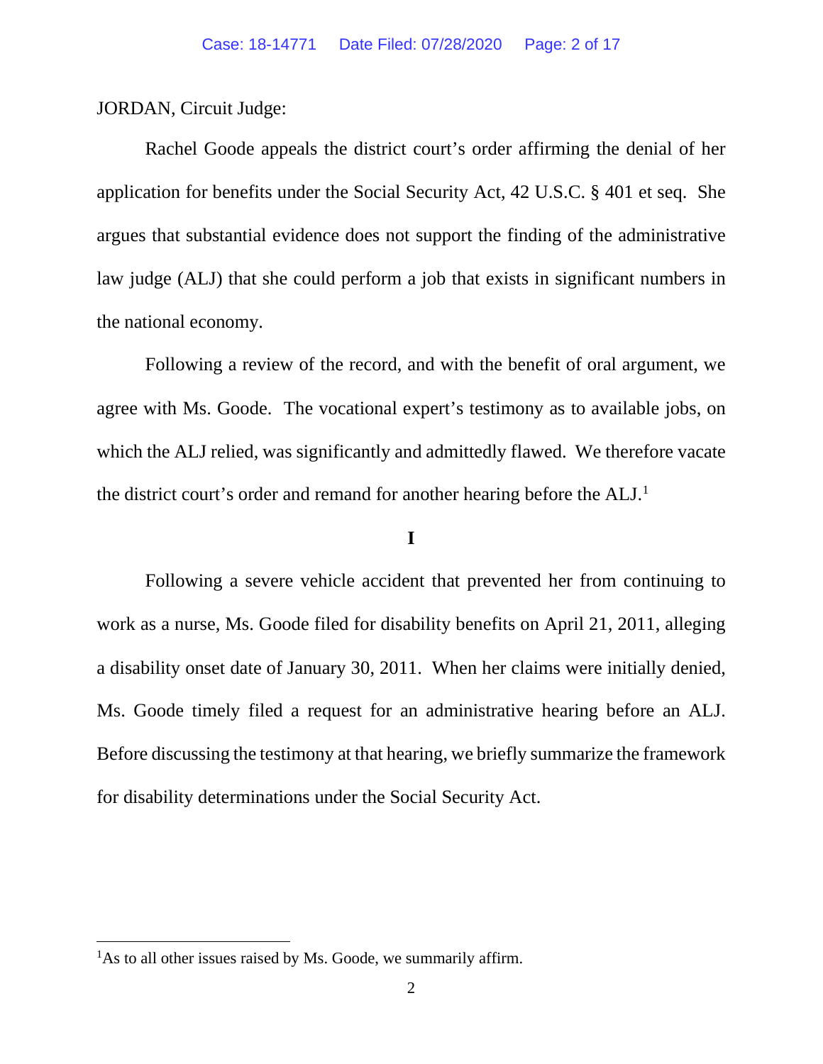JORDAN, Circuit Judge:

Rachel Goode appeals the district court's order affirming the denial of her application for benefits under the Social Security Act, 42 U.S.C. § 401 et seq. She argues that substantial evidence does not support the finding of the administrative law judge (ALJ) that she could perform a job that exists in significant numbers in the national economy.

Following a review of the record, and with the benefit of oral argument, we agree with Ms. Goode. The vocational expert's testimony as to available jobs, on which the ALJ relied, was significantly and admittedly flawed. We therefore vacate the district court's order and remand for another hearing before the ALJ.[1]

## I

Following a severe vehicle accident that prevented her from continuing to work as a nurse, Ms. Goode filed for disability benefits on April 21, 2011, alleging a disability onset date of January 30, 2011. When her claims were initially denied, Ms. Goode timely filed a request for an administrative hearing before an ALJ. Before discussing the testimony at that hearing, we briefly summarize the framework for disability determinations under the Social Security Act.

---

[1] As to all other issues raised by Ms. Goode, we summarily affirm.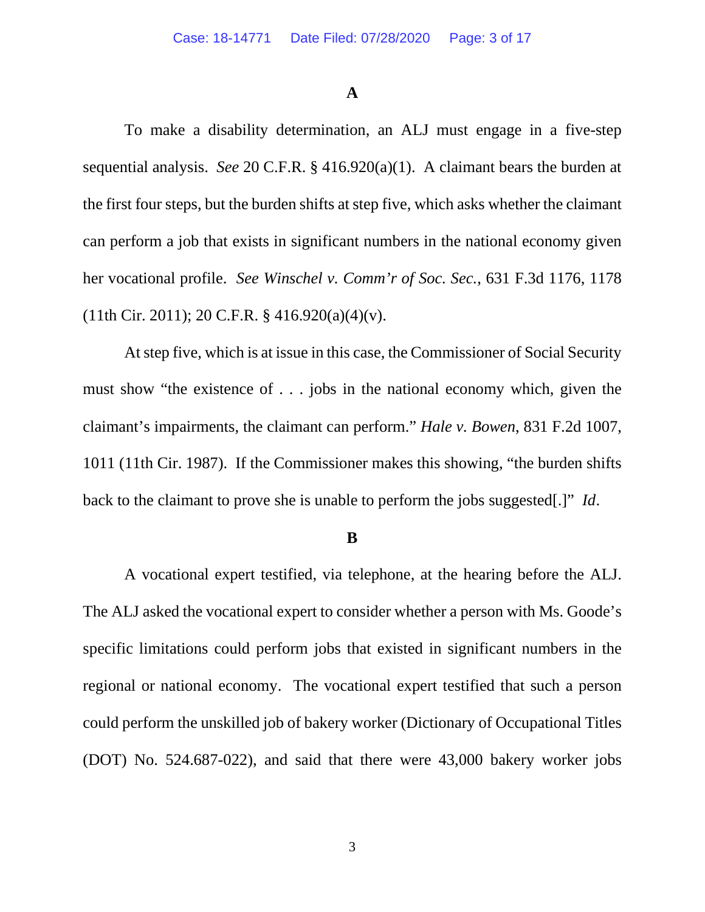### A

To make a disability determination, an ALJ must engage in a five-step sequential analysis. *See* 20 C.F.R. § 416.920(a)(1). A claimant bears the burden at the first four steps, but the burden shifts at step five, which asks whether the claimant can perform a job that exists in significant numbers in the national economy given her vocational profile. *See Winschel v. Comm'r of Soc. Sec.*, 631 F.3d 1176, 1178 (11th Cir. 2011); 20 C.F.R. § 416.920(a)(4)(v).

At step five, which is at issue in this case, the Commissioner of Social Security must show "the existence of . . . jobs in the national economy which, given the claimant's impairments, the claimant can perform." *Hale v. Bowen*, 831 F.2d 1007, 1011 (11th Cir. 1987). If the Commissioner makes this showing, "the burden shifts back to the claimant to prove she is unable to perform the jobs suggested[.]" *Id*.

### B

A vocational expert testified, via telephone, at the hearing before the ALJ. The ALJ asked the vocational expert to consider whether a person with Ms. Goode's specific limitations could perform jobs that existed in significant numbers in the regional or national economy. The vocational expert testified that such a person could perform the unskilled job of bakery worker (Dictionary of Occupational Titles (DOT) No. 524.687-022), and said that there were 43,000 bakery worker jobs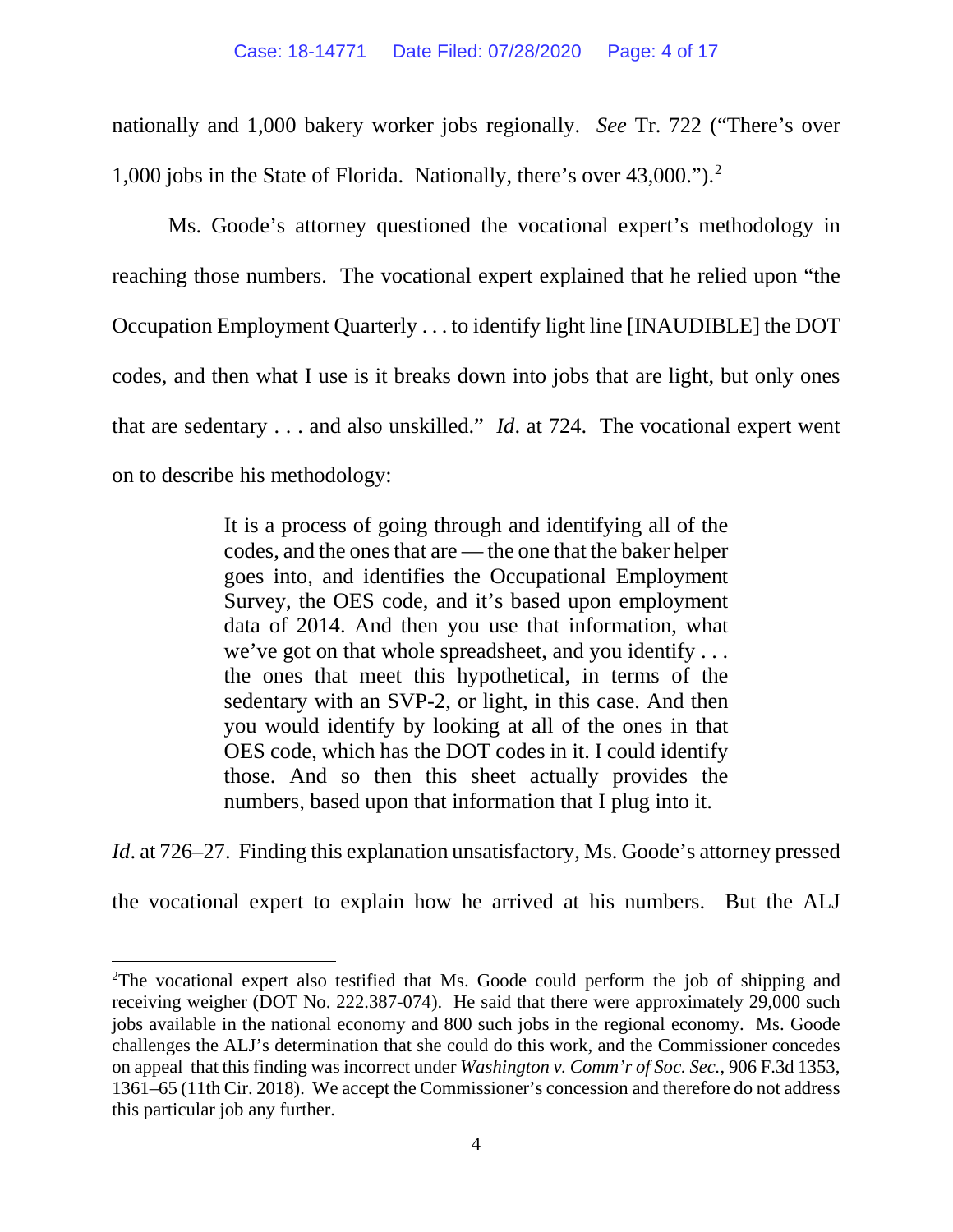nationally and 1,000 bakery worker jobs regionally. *See* Tr. 722 ("There's over 1,000 jobs in the State of Florida. Nationally, there's over 43,000.").[2]

Ms. Goode's attorney questioned the vocational expert's methodology in reaching those numbers. The vocational expert explained that he relied upon "the Occupation Employment Quarterly . . . to identify light line [INAUDIBLE] the DOT codes, and then what I use is it breaks down into jobs that are light, but only ones that are sedentary . . . and also unskilled." *Id*. at 724. The vocational expert went on to describe his methodology:

> It is a process of going through and identifying all of the codes, and the ones that are — the one that the baker helper goes into, and identifies the Occupational Employment Survey, the OES code, and it's based upon employment data of 2014. And then you use that information, what we've got on that whole spreadsheet, and you identify . . . the ones that meet this hypothetical, in terms of the sedentary with an SVP-2, or light, in this case. And then you would identify by looking at all of the ones in that OES code, which has the DOT codes in it. I could identify those. And so then this sheet actually provides the numbers, based upon that information that I plug into it.

*Id*. at 726–27. Finding this explanation unsatisfactory, Ms. Goode's attorney pressed the vocational expert to explain how he arrived at his numbers. But the ALJ

[2]The vocational expert also testified that Ms. Goode could perform the job of shipping and receiving weigher (DOT No. 222.387-074). He said that there were approximately 29,000 such jobs available in the national economy and 800 such jobs in the regional economy. Ms. Goode challenges the ALJ's determination that she could do this work, and the Commissioner concedes on appeal that this finding was incorrect under *Washington v. Comm'r of Soc. Sec.*, 906 F.3d 1353, 1361–65 (11th Cir. 2018). We accept the Commissioner's concession and therefore do not address this particular job any further.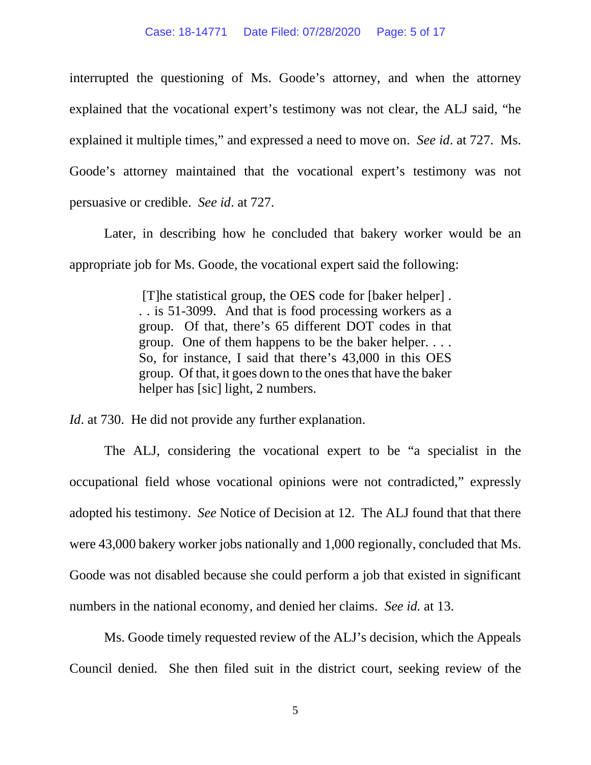interrupted the questioning of Ms. Goode's attorney, and when the attorney explained that the vocational expert's testimony was not clear, the ALJ said, "he explained it multiple times," and expressed a need to move on. *See id*. at 727. Ms. Goode's attorney maintained that the vocational expert's testimony was not persuasive or credible. *See id*. at 727.

Later, in describing how he concluded that bakery worker would be an appropriate job for Ms. Goode, the vocational expert said the following:

> [T]he statistical group, the OES code for [baker helper] . . . is 51-3099. And that is food processing workers as a group. Of that, there's 65 different DOT codes in that group. One of them happens to be the baker helper. . . . So, for instance, I said that there's 43,000 in this OES group. Of that, it goes down to the ones that have the baker helper has [sic] light, 2 numbers.

*Id*. at 730. He did not provide any further explanation.

The ALJ, considering the vocational expert to be "a specialist in the occupational field whose vocational opinions were not contradicted," expressly adopted his testimony. *See* Notice of Decision at 12. The ALJ found that that there were 43,000 bakery worker jobs nationally and 1,000 regionally, concluded that Ms. Goode was not disabled because she could perform a job that existed in significant numbers in the national economy, and denied her claims. *See id.* at 13.

Ms. Goode timely requested review of the ALJ's decision, which the Appeals Council denied. She then filed suit in the district court, seeking review of the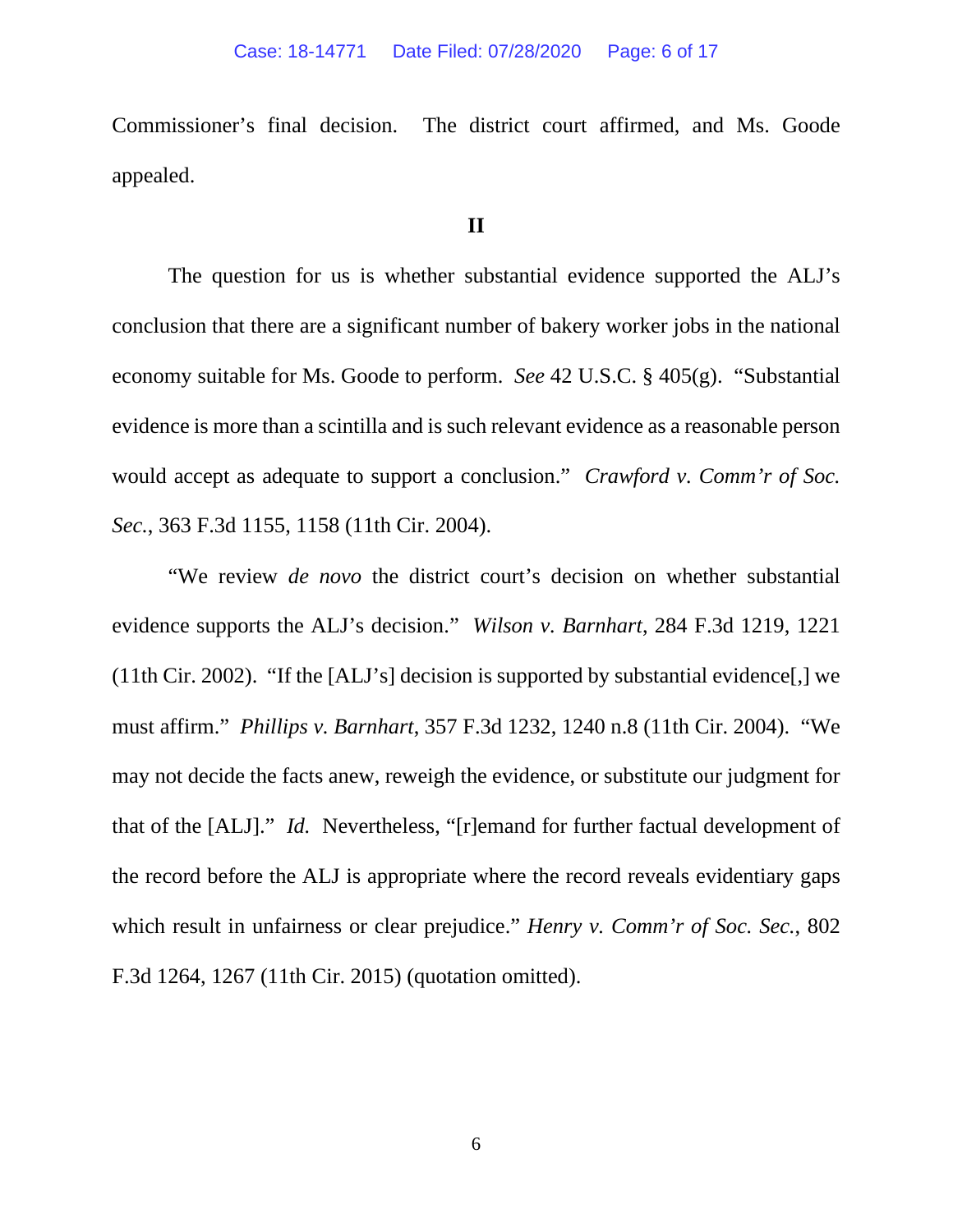Commissioner's final decision. The district court affirmed, and Ms. Goode appealed.

## II

The question for us is whether substantial evidence supported the ALJ's conclusion that there are a significant number of bakery worker jobs in the national economy suitable for Ms. Goode to perform. *See* 42 U.S.C. § 405(g). "Substantial evidence is more than a scintilla and is such relevant evidence as a reasonable person would accept as adequate to support a conclusion." *Crawford v. Comm'r of Soc. Sec.*, 363 F.3d 1155, 1158 (11th Cir. 2004).

"We review *de novo* the district court's decision on whether substantial evidence supports the ALJ's decision." *Wilson v. Barnhart*, 284 F.3d 1219, 1221 (11th Cir. 2002). "If the [ALJ's] decision is supported by substantial evidence[,] we must affirm." *Phillips v. Barnhart*, 357 F.3d 1232, 1240 n.8 (11th Cir. 2004). "We may not decide the facts anew, reweigh the evidence, or substitute our judgment for that of the [ALJ]." *Id.* Nevertheless, "[r]emand for further factual development of the record before the ALJ is appropriate where the record reveals evidentiary gaps which result in unfairness or clear prejudice." *Henry v. Comm'r of Soc. Sec.*, 802 F.3d 1264, 1267 (11th Cir. 2015) (quotation omitted).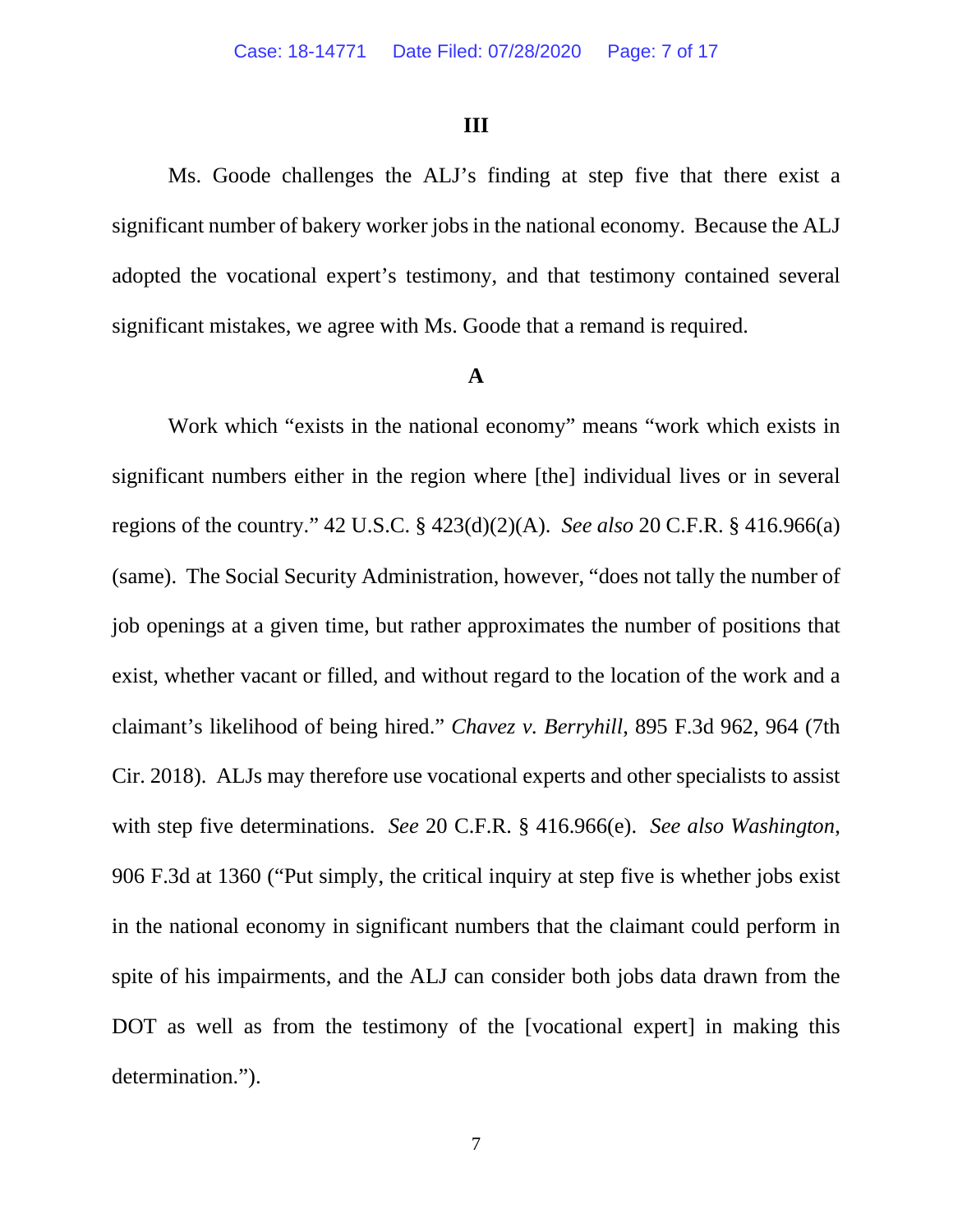## III

Ms. Goode challenges the ALJ's finding at step five that there exist a significant number of bakery worker jobs in the national economy. Because the ALJ adopted the vocational expert's testimony, and that testimony contained several significant mistakes, we agree with Ms. Goode that a remand is required.

### A

Work which "exists in the national economy" means "work which exists in significant numbers either in the region where [the] individual lives or in several regions of the country." 42 U.S.C. § 423(d)(2)(A). *See also* 20 C.F.R. § 416.966(a) (same). The Social Security Administration, however, "does not tally the number of job openings at a given time, but rather approximates the number of positions that exist, whether vacant or filled, and without regard to the location of the work and a claimant's likelihood of being hired." *Chavez v. Berryhill*, 895 F.3d 962, 964 (7th Cir. 2018). ALJs may therefore use vocational experts and other specialists to assist with step five determinations. *See* 20 C.F.R. § 416.966(e). *See also Washington*, 906 F.3d at 1360 ("Put simply, the critical inquiry at step five is whether jobs exist in the national economy in significant numbers that the claimant could perform in spite of his impairments, and the ALJ can consider both jobs data drawn from the DOT as well as from the testimony of the [vocational expert] in making this determination.").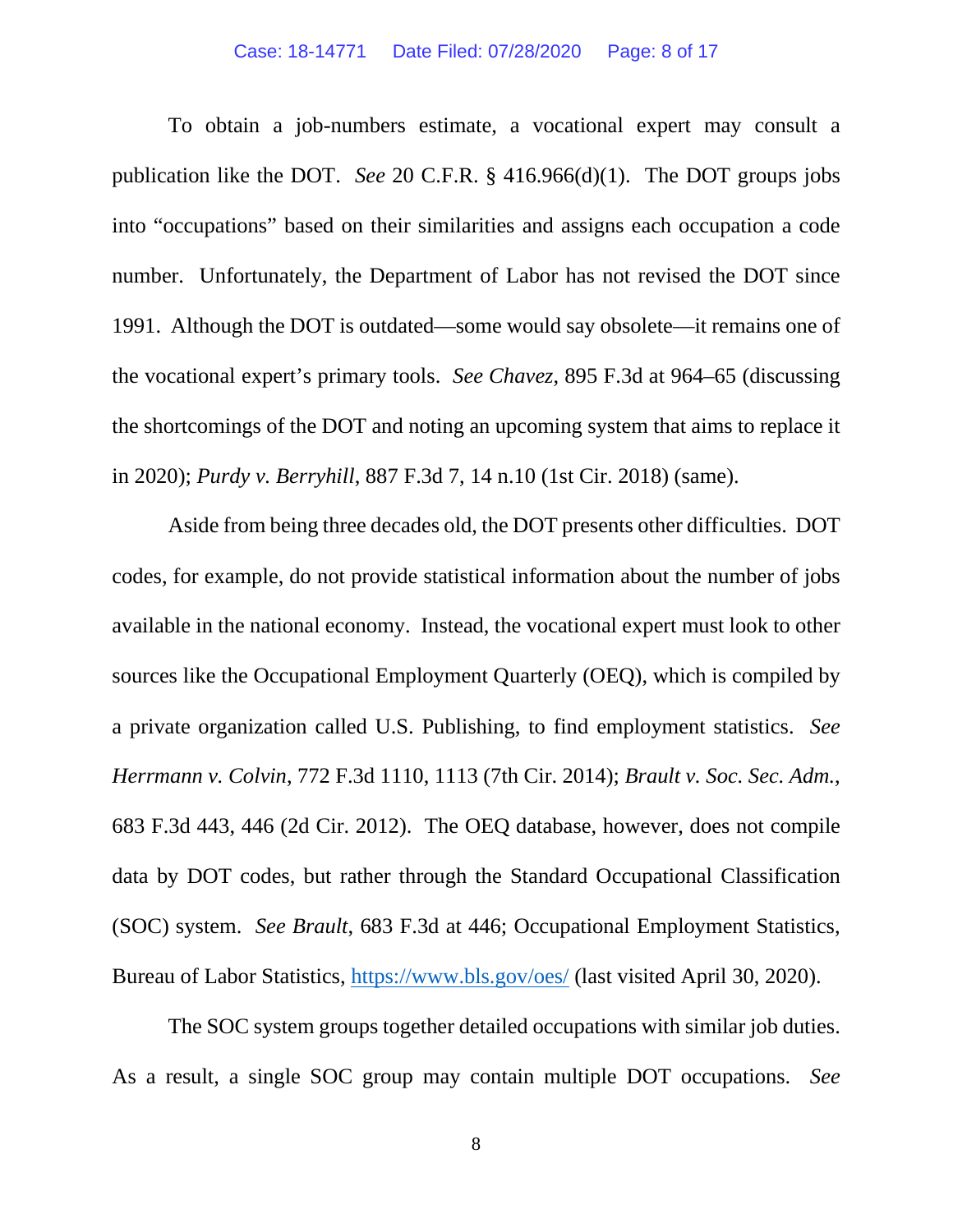To obtain a job-numbers estimate, a vocational expert may consult a publication like the DOT. *See* 20 C.F.R. § 416.966(d)(1). The DOT groups jobs into "occupations" based on their similarities and assigns each occupation a code number. Unfortunately, the Department of Labor has not revised the DOT since 1991. Although the DOT is outdated—some would say obsolete—it remains one of the vocational expert's primary tools. *See Chavez*, 895 F.3d at 964–65 (discussing the shortcomings of the DOT and noting an upcoming system that aims to replace it in 2020); *Purdy v. Berryhill*, 887 F.3d 7, 14 n.10 (1st Cir. 2018) (same).

Aside from being three decades old, the DOT presents other difficulties. DOT codes, for example, do not provide statistical information about the number of jobs available in the national economy. Instead, the vocational expert must look to other sources like the Occupational Employment Quarterly (OEQ), which is compiled by a private organization called U.S. Publishing, to find employment statistics. *See Herrmann v. Colvin*, 772 F.3d 1110, 1113 (7th Cir. 2014); *Brault v. Soc. Sec. Adm.*, 683 F.3d 443, 446 (2d Cir. 2012). The OEQ database, however, does not compile data by DOT codes, but rather through the Standard Occupational Classification (SOC) system. *See Brault*, 683 F.3d at 446; Occupational Employment Statistics, Bureau of Labor Statistics, https://www.bls.gov/oes/ (last visited April 30, 2020).

The SOC system groups together detailed occupations with similar job duties. As a result, a single SOC group may contain multiple DOT occupations. *See*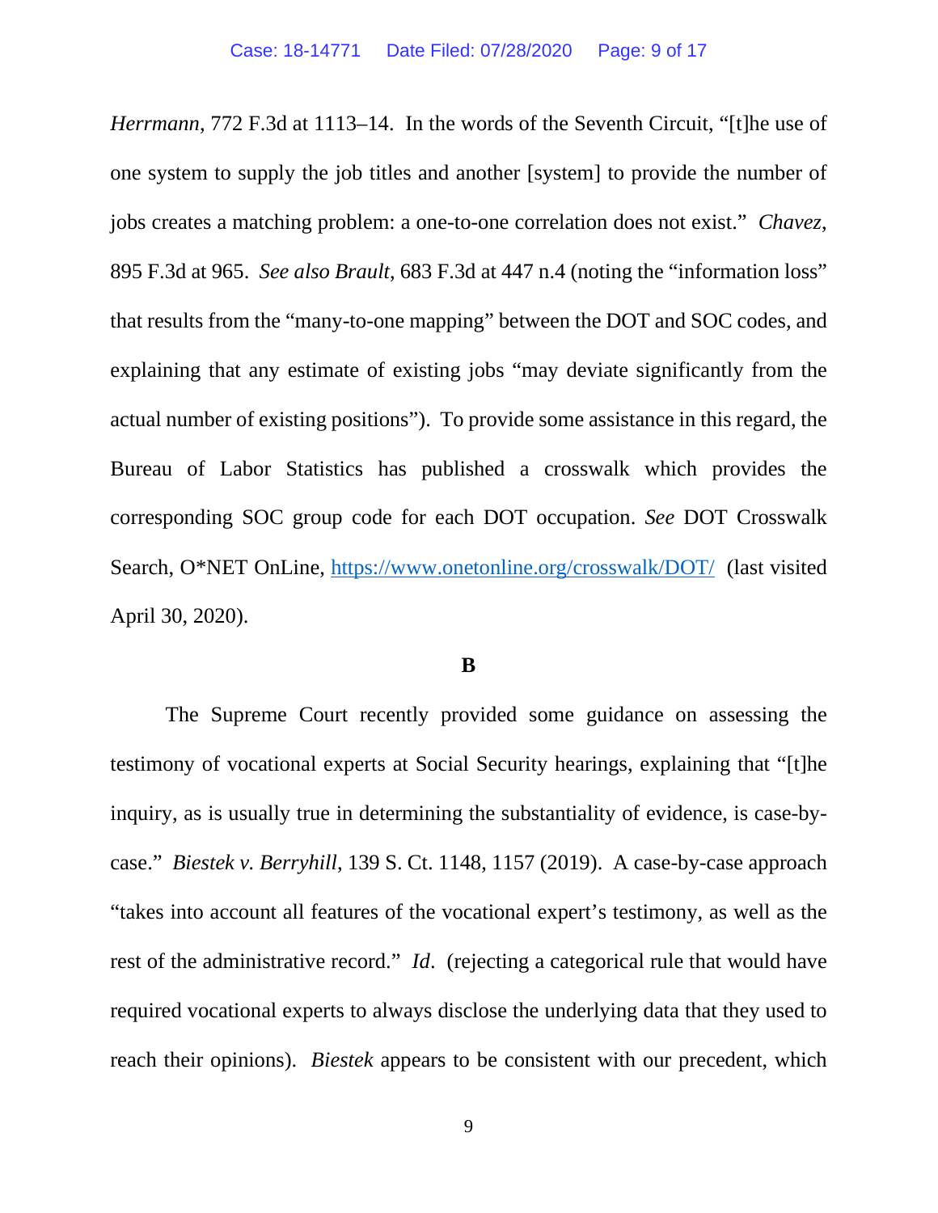*Herrmann*, 772 F.3d at 1113–14. In the words of the Seventh Circuit, "[t]he use of one system to supply the job titles and another [system] to provide the number of jobs creates a matching problem: a one-to-one correlation does not exist." *Chavez*, 895 F.3d at 965. *See also Brault*, 683 F.3d at 447 n.4 (noting the "information loss" that results from the "many-to-one mapping" between the DOT and SOC codes, and explaining that any estimate of existing jobs "may deviate significantly from the actual number of existing positions"). To provide some assistance in this regard, the Bureau of Labor Statistics has published a crosswalk which provides the corresponding SOC group code for each DOT occupation. *See* DOT Crosswalk Search, O*NET OnLine, https://www.onetonline.org/crosswalk/DOT/ (last visited April 30, 2020).

**B**

The Supreme Court recently provided some guidance on assessing the testimony of vocational experts at Social Security hearings, explaining that "[t]he inquiry, as is usually true in determining the substantiality of evidence, is case-by-case." *Biestek v. Berryhill*, 139 S. Ct. 1148, 1157 (2019). A case-by-case approach "takes into account all features of the vocational expert's testimony, as well as the rest of the administrative record." *Id*. (rejecting a categorical rule that would have required vocational experts to always disclose the underlying data that they used to reach their opinions). *Biestek* appears to be consistent with our precedent, which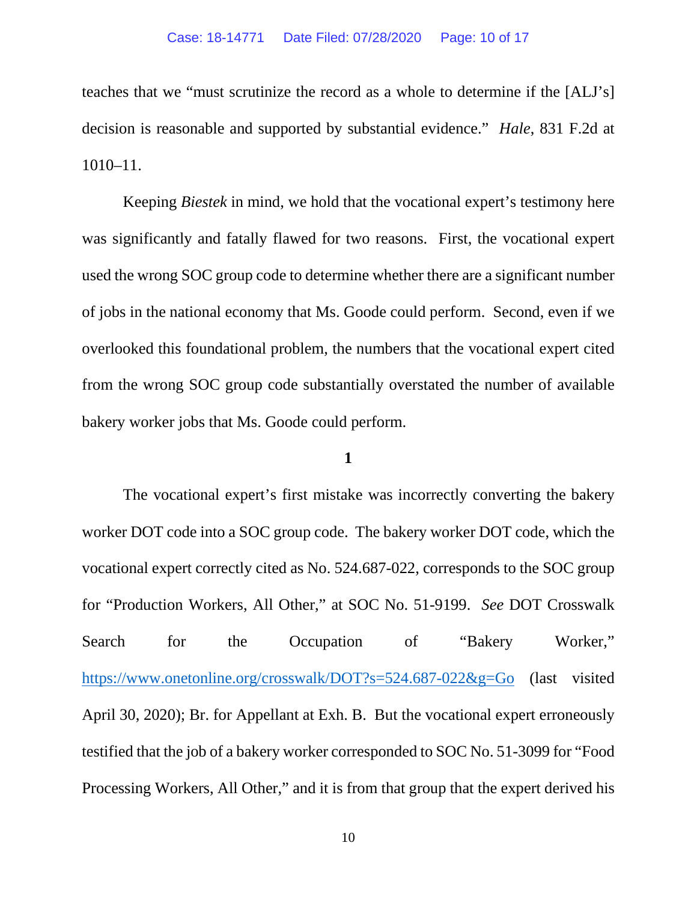teaches that we "must scrutinize the record as a whole to determine if the [ALJ's] decision is reasonable and supported by substantial evidence." *Hale*, 831 F.2d at 1010–11.

Keeping *Biestek* in mind, we hold that the vocational expert's testimony here was significantly and fatally flawed for two reasons. First, the vocational expert used the wrong SOC group code to determine whether there are a significant number of jobs in the national economy that Ms. Goode could perform. Second, even if we overlooked this foundational problem, the numbers that the vocational expert cited from the wrong SOC group code substantially overstated the number of available bakery worker jobs that Ms. Goode could perform.

**1**

The vocational expert's first mistake was incorrectly converting the bakery worker DOT code into a SOC group code. The bakery worker DOT code, which the vocational expert correctly cited as No. 524.687-022, corresponds to the SOC group for "Production Workers, All Other," at SOC No. 51-9199. *See* DOT Crosswalk Search for the Occupation of "Bakery Worker," https://www.onetonline.org/crosswalk/DOT?s=524.687-022&g=Go (last visited April 30, 2020); Br. for Appellant at Exh. B. But the vocational expert erroneously testified that the job of a bakery worker corresponded to SOC No. 51-3099 for "Food Processing Workers, All Other," and it is from that group that the expert derived his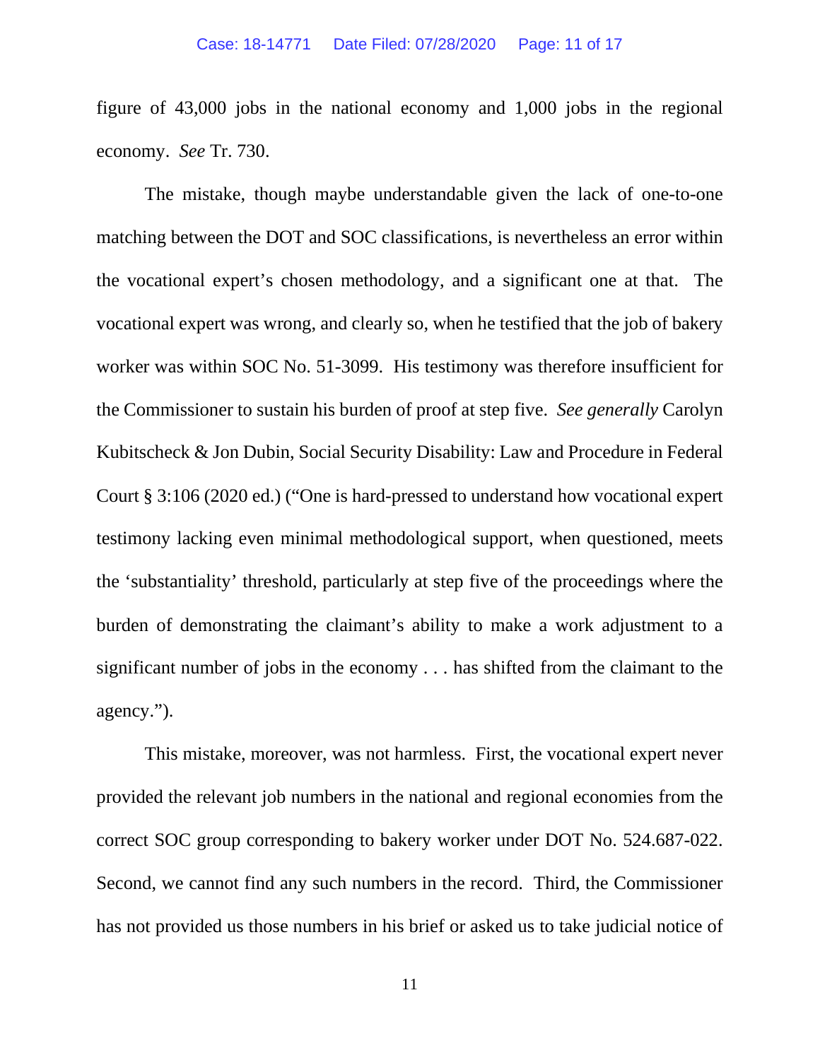figure of 43,000 jobs in the national economy and 1,000 jobs in the regional economy. *See* Tr. 730.

The mistake, though maybe understandable given the lack of one-to-one matching between the DOT and SOC classifications, is nevertheless an error within the vocational expert's chosen methodology, and a significant one at that. The vocational expert was wrong, and clearly so, when he testified that the job of bakery worker was within SOC No. 51-3099. His testimony was therefore insufficient for the Commissioner to sustain his burden of proof at step five. *See generally* Carolyn Kubitscheck & Jon Dubin, Social Security Disability: Law and Procedure in Federal Court § 3:106 (2020 ed.) ("One is hard-pressed to understand how vocational expert testimony lacking even minimal methodological support, when questioned, meets the 'substantiality' threshold, particularly at step five of the proceedings where the burden of demonstrating the claimant's ability to make a work adjustment to a significant number of jobs in the economy . . . has shifted from the claimant to the agency.").

This mistake, moreover, was not harmless. First, the vocational expert never provided the relevant job numbers in the national and regional economies from the correct SOC group corresponding to bakery worker under DOT No. 524.687-022. Second, we cannot find any such numbers in the record. Third, the Commissioner has not provided us those numbers in his brief or asked us to take judicial notice of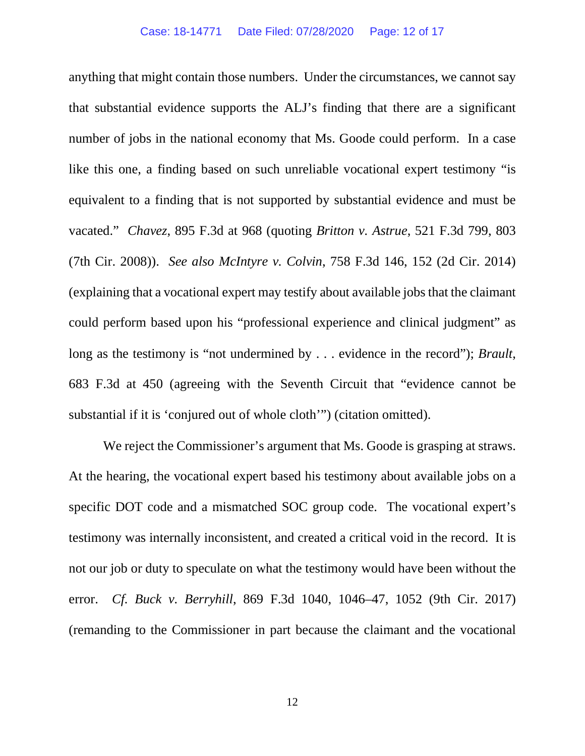anything that might contain those numbers. Under the circumstances, we cannot say that substantial evidence supports the ALJ's finding that there are a significant number of jobs in the national economy that Ms. Goode could perform. In a case like this one, a finding based on such unreliable vocational expert testimony "is equivalent to a finding that is not supported by substantial evidence and must be vacated." *Chavez*, 895 F.3d at 968 (quoting *Britton v. Astrue*, 521 F.3d 799, 803 (7th Cir. 2008)). *See also McIntyre v. Colvin*, 758 F.3d 146, 152 (2d Cir. 2014) (explaining that a vocational expert may testify about available jobs that the claimant could perform based upon his "professional experience and clinical judgment" as long as the testimony is "not undermined by . . . evidence in the record"); *Brault*, 683 F.3d at 450 (agreeing with the Seventh Circuit that "evidence cannot be substantial if it is 'conjured out of whole cloth'") (citation omitted).

We reject the Commissioner's argument that Ms. Goode is grasping at straws. At the hearing, the vocational expert based his testimony about available jobs on a specific DOT code and a mismatched SOC group code. The vocational expert's testimony was internally inconsistent, and created a critical void in the record. It is not our job or duty to speculate on what the testimony would have been without the error. *Cf. Buck v. Berryhill*, 869 F.3d 1040, 1046–47, 1052 (9th Cir. 2017) (remanding to the Commissioner in part because the claimant and the vocational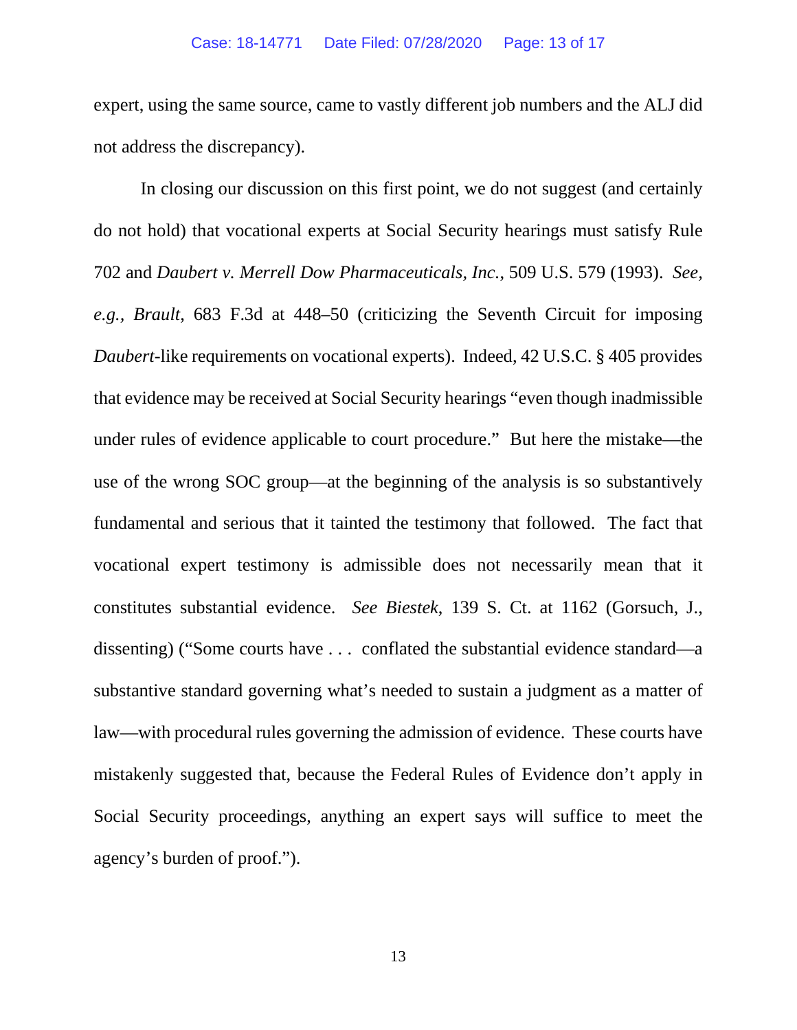expert, using the same source, came to vastly different job numbers and the ALJ did not address the discrepancy).

In closing our discussion on this first point, we do not suggest (and certainly do not hold) that vocational experts at Social Security hearings must satisfy Rule 702 and *Daubert v. Merrell Dow Pharmaceuticals, Inc.*, 509 U.S. 579 (1993). *See, e.g.*, *Brault*, 683 F.3d at 448–50 (criticizing the Seventh Circuit for imposing *Daubert*-like requirements on vocational experts). Indeed, 42 U.S.C. § 405 provides that evidence may be received at Social Security hearings "even though inadmissible under rules of evidence applicable to court procedure." But here the mistake—the use of the wrong SOC group—at the beginning of the analysis is so substantively fundamental and serious that it tainted the testimony that followed. The fact that vocational expert testimony is admissible does not necessarily mean that it constitutes substantial evidence. *See Biestek*, 139 S. Ct. at 1162 (Gorsuch, J., dissenting) ("Some courts have . . . conflated the substantial evidence standard—a substantive standard governing what's needed to sustain a judgment as a matter of law—with procedural rules governing the admission of evidence. These courts have mistakenly suggested that, because the Federal Rules of Evidence don't apply in Social Security proceedings, anything an expert says will suffice to meet the agency's burden of proof.").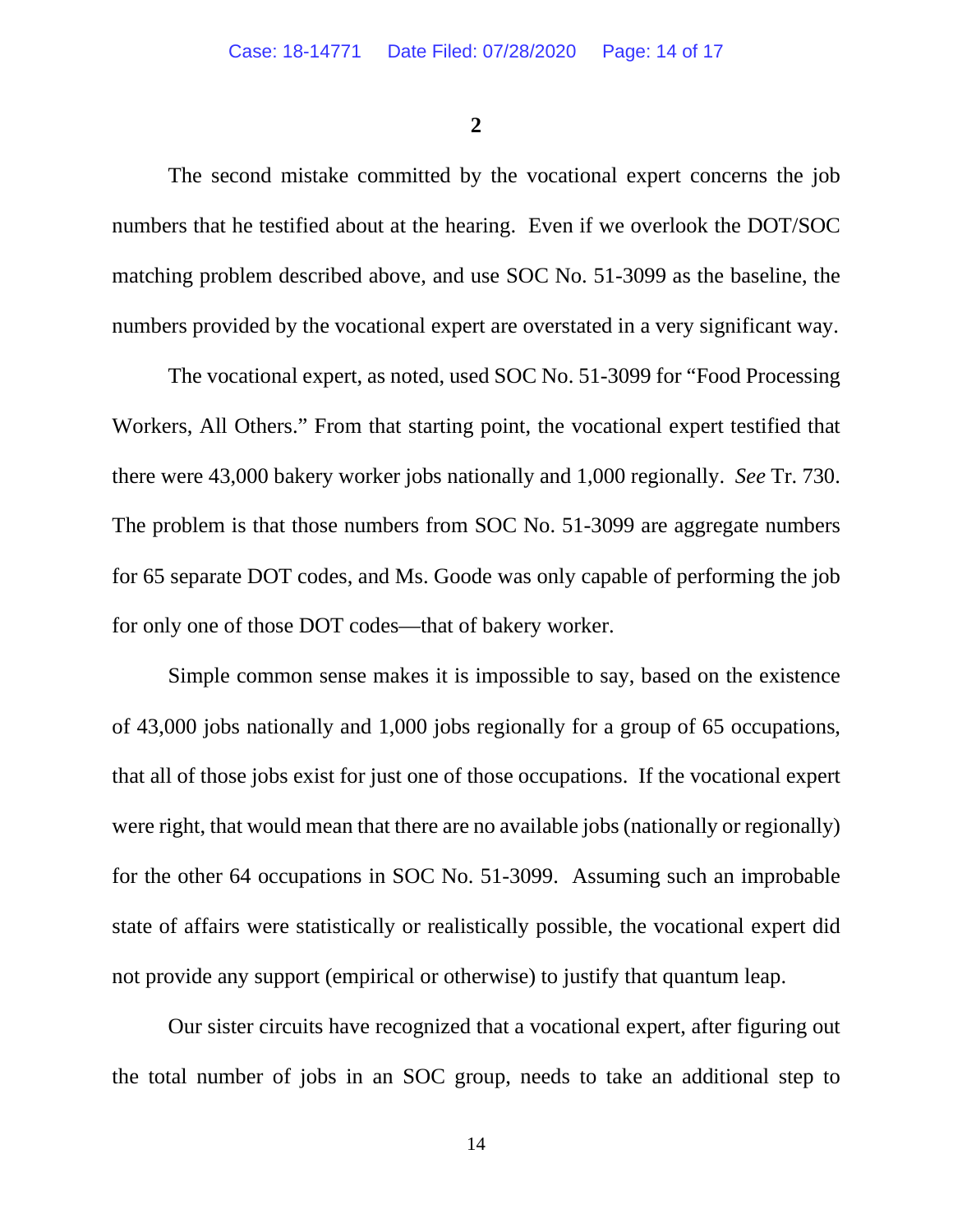**2**

The second mistake committed by the vocational expert concerns the job numbers that he testified about at the hearing. Even if we overlook the DOT/SOC matching problem described above, and use SOC No. 51-3099 as the baseline, the numbers provided by the vocational expert are overstated in a very significant way.

The vocational expert, as noted, used SOC No. 51-3099 for "Food Processing Workers, All Others." From that starting point, the vocational expert testified that there were 43,000 bakery worker jobs nationally and 1,000 regionally. *See* Tr. 730. The problem is that those numbers from SOC No. 51-3099 are aggregate numbers for 65 separate DOT codes, and Ms. Goode was only capable of performing the job for only one of those DOT codes—that of bakery worker.

Simple common sense makes it is impossible to say, based on the existence of 43,000 jobs nationally and 1,000 jobs regionally for a group of 65 occupations, that all of those jobs exist for just one of those occupations. If the vocational expert were right, that would mean that there are no available jobs (nationally or regionally) for the other 64 occupations in SOC No. 51-3099. Assuming such an improbable state of affairs were statistically or realistically possible, the vocational expert did not provide any support (empirical or otherwise) to justify that quantum leap.

Our sister circuits have recognized that a vocational expert, after figuring out the total number of jobs in an SOC group, needs to take an additional step to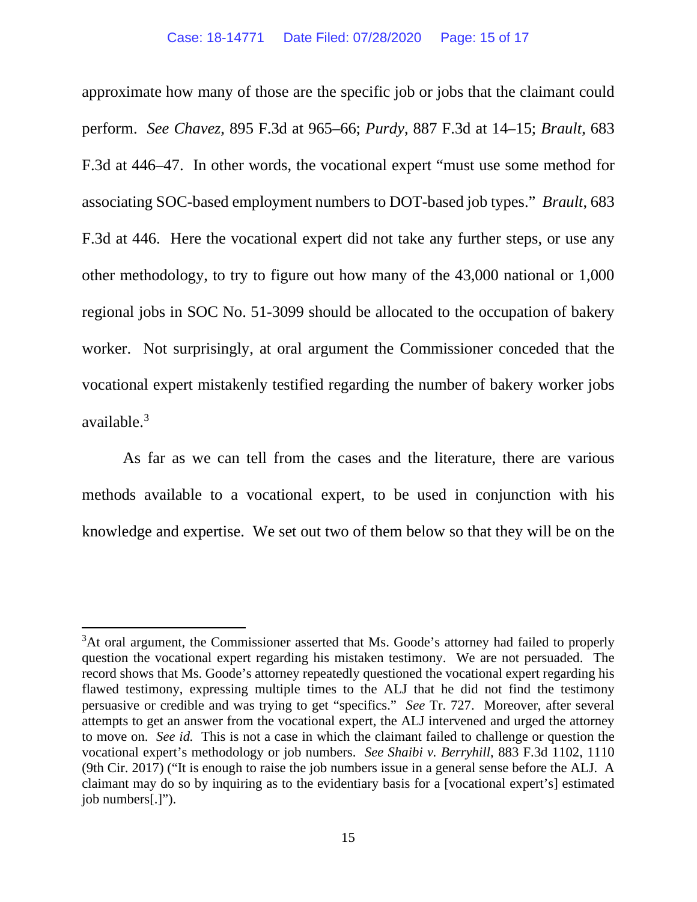approximate how many of those are the specific job or jobs that the claimant could perform. *See Chavez*, 895 F.3d at 965–66; *Purdy*, 887 F.3d at 14–15; *Brault*, 683 F.3d at 446–47. In other words, the vocational expert "must use some method for associating SOC-based employment numbers to DOT-based job types." *Brault*, 683 F.3d at 446. Here the vocational expert did not take any further steps, or use any other methodology, to try to figure out how many of the 43,000 national or 1,000 regional jobs in SOC No. 51-3099 should be allocated to the occupation of bakery worker. Not surprisingly, at oral argument the Commissioner conceded that the vocational expert mistakenly testified regarding the number of bakery worker jobs available.[3]

As far as we can tell from the cases and the literature, there are various methods available to a vocational expert, to be used in conjunction with his knowledge and expertise. We set out two of them below so that they will be on the

---

[3]At oral argument, the Commissioner asserted that Ms. Goode's attorney had failed to properly question the vocational expert regarding his mistaken testimony. We are not persuaded. The record shows that Ms. Goode's attorney repeatedly questioned the vocational expert regarding his flawed testimony, expressing multiple times to the ALJ that he did not find the testimony persuasive or credible and was trying to get "specifics." *See* Tr. 727. Moreover, after several attempts to get an answer from the vocational expert, the ALJ intervened and urged the attorney to move on. *See id.* This is not a case in which the claimant failed to challenge or question the vocational expert's methodology or job numbers. *See Shaibi v. Berryhill*, 883 F.3d 1102, 1110 (9th Cir. 2017) ("It is enough to raise the job numbers issue in a general sense before the ALJ. A claimant may do so by inquiring as to the evidentiary basis for a [vocational expert's] estimated job numbers[.]").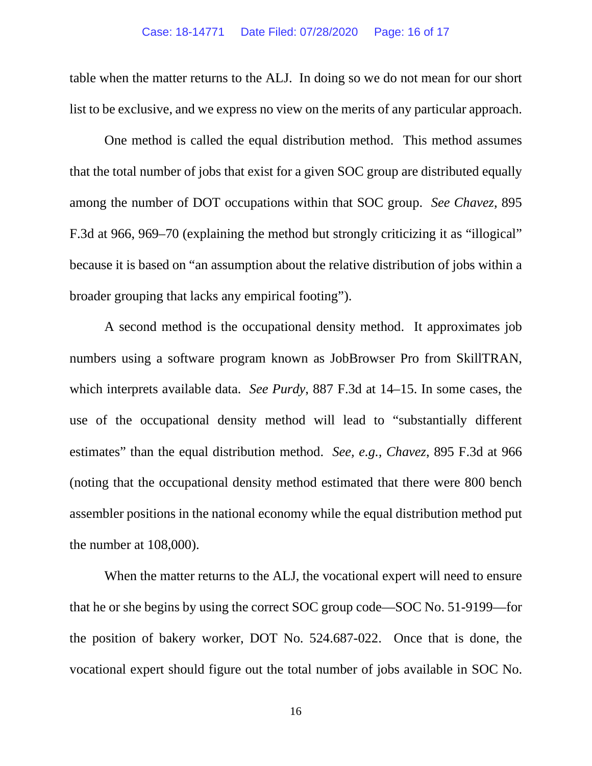table when the matter returns to the ALJ. In doing so we do not mean for our short list to be exclusive, and we express no view on the merits of any particular approach.

One method is called the equal distribution method. This method assumes that the total number of jobs that exist for a given SOC group are distributed equally among the number of DOT occupations within that SOC group. *See Chavez*, 895 F.3d at 966, 969–70 (explaining the method but strongly criticizing it as "illogical" because it is based on "an assumption about the relative distribution of jobs within a broader grouping that lacks any empirical footing").

A second method is the occupational density method. It approximates job numbers using a software program known as JobBrowser Pro from SkillTRAN, which interprets available data. *See Purdy*, 887 F.3d at 14–15. In some cases, the use of the occupational density method will lead to "substantially different estimates" than the equal distribution method. *See, e.g.*, *Chavez*, 895 F.3d at 966 (noting that the occupational density method estimated that there were 800 bench assembler positions in the national economy while the equal distribution method put the number at 108,000).

When the matter returns to the ALJ, the vocational expert will need to ensure that he or she begins by using the correct SOC group code—SOC No. 51-9199—for the position of bakery worker, DOT No. 524.687-022. Once that is done, the vocational expert should figure out the total number of jobs available in SOC No.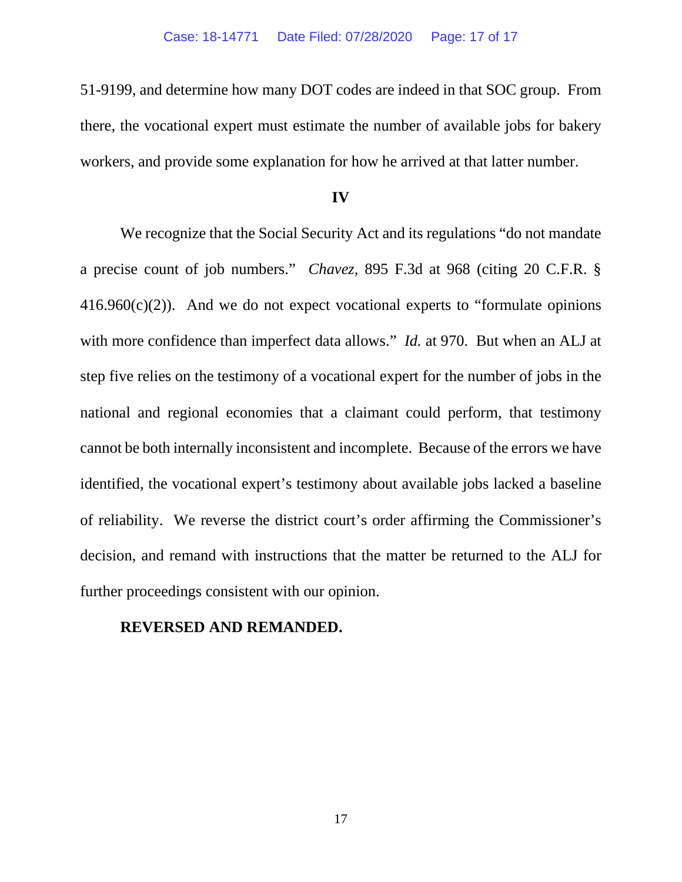51-9199, and determine how many DOT codes are indeed in that SOC group. From there, the vocational expert must estimate the number of available jobs for bakery workers, and provide some explanation for how he arrived at that latter number.

## IV

We recognize that the Social Security Act and its regulations "do not mandate a precise count of job numbers." *Chavez*, 895 F.3d at 968 (citing 20 C.F.R. § 416.960(c)(2)). And we do not expect vocational experts to "formulate opinions with more confidence than imperfect data allows." *Id.* at 970. But when an ALJ at step five relies on the testimony of a vocational expert for the number of jobs in the national and regional economies that a claimant could perform, that testimony cannot be both internally inconsistent and incomplete. Because of the errors we have identified, the vocational expert's testimony about available jobs lacked a baseline of reliability. We reverse the district court's order affirming the Commissioner's decision, and remand with instructions that the matter be returned to the ALJ for further proceedings consistent with our opinion.

**REVERSED AND REMANDED.**